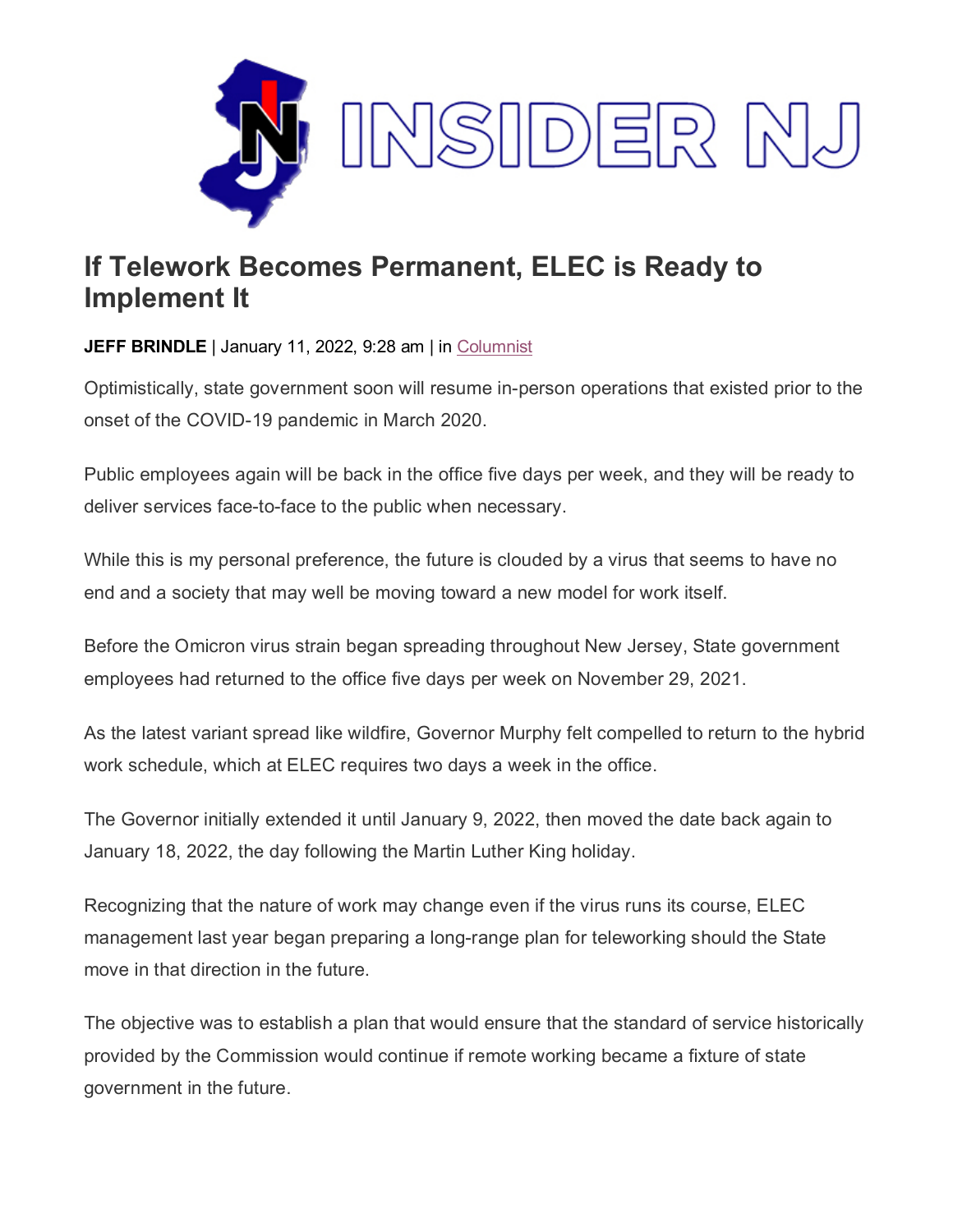INSIDER NJ

# If Telework Becomes Permanent, ELEC is Ready to Implement It

**JEFF BRINDLE** | January 11, 2022, 9:28 am | in Columnist

Optimistically, state government soon will resume in-person operations that existed prior to the onset of the COVID-19 pandemic in March 2020.

Public employees again will be back in the office five days per week, and they will be ready to deliver services face-to-face to the public when necessary.

While this is my personal preference, the future is clouded by a virus that seems to have no end and a society that may well be moving toward a new model for work itself.

Before the Omicron virus strain began spreading throughout New Jersey, State government employees had returned to the office five days per week on November 29, 2021.

As the latest variant spread like wildfire, Governor Murphy felt compelled to return to the hybrid work schedule, which at ELEC requires two days a week in the office.

The Governor initially extended it until January 9, 2022, then moved the date back again to January 18, 2022, the day following the Martin Luther King holiday.

Recognizing that the nature of work may change even if the virus runs its course, ELEC management last year began preparing a long-range plan for teleworking should the State move in that direction in the future.

The objective was to establish a plan that would ensure that the standard of service historically provided by the Commission would continue if remote working became a fixture of state government in the future.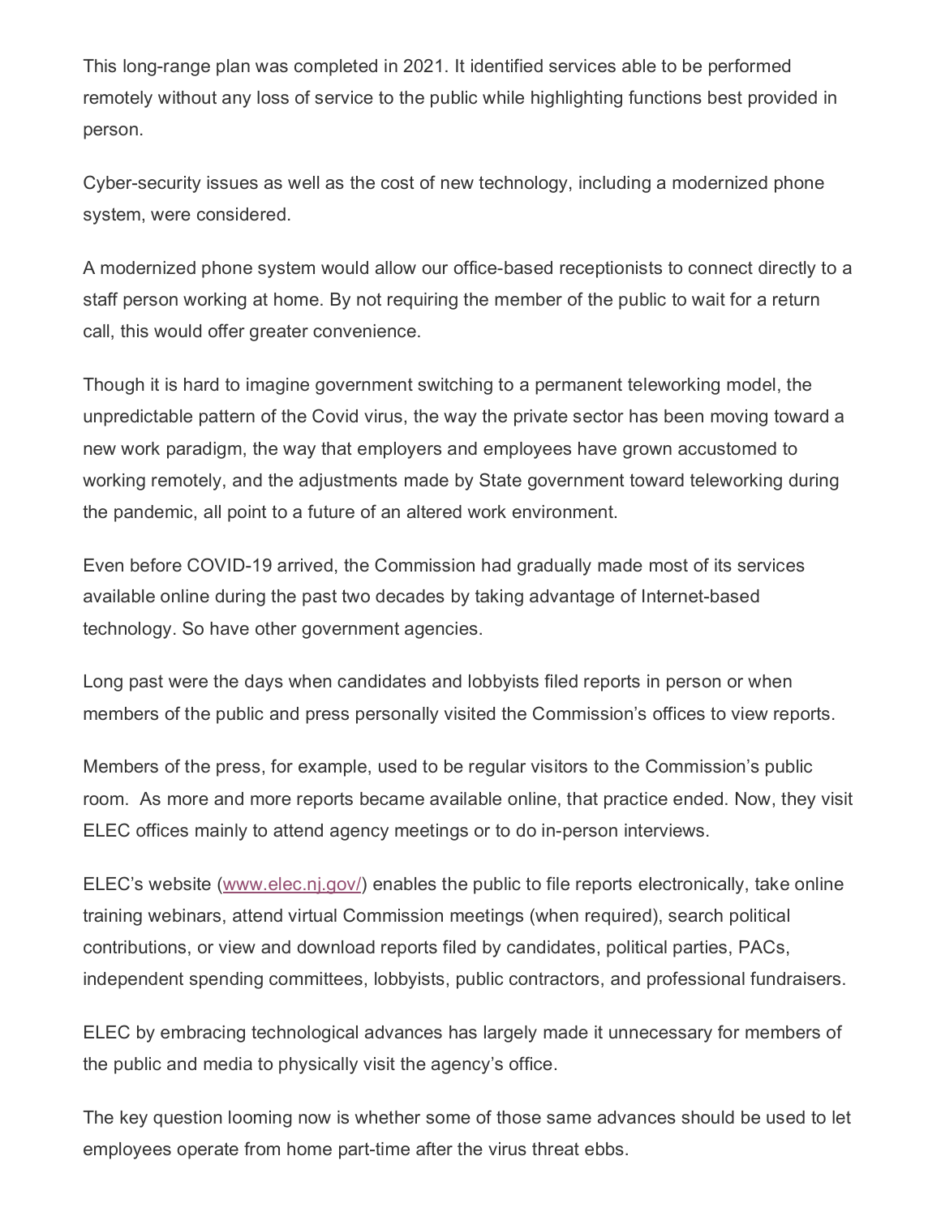This long-range plan was completed in 2021. It identified services able to be performed remotely without any loss of service to the public while highlighting functions best provided in person.

Cyber-security issues as well as the cost of new technology, including a modernized phone system, were considered.

A modernized phone system would allow our office-based receptionists to connect directly to a staff person working at home. By not requiring the member of the public to wait for a return call, this would offer greater convenience.

Though it is hard to imagine government switching to a permanent teleworking model, the unpredictable pattern of the Covid virus, the way the private sector has been moving toward a new work paradigm, the way that employers and employees have grown accustomed to working remotely, and the adjustments made by State government toward teleworking during the pandemic, all point to a future of an altered work environment.

Even before COVID-19 arrived, the Commission had gradually made most of its services available online during the past two decades by taking advantage of Internet-based technology. So have other government agencies.

Long past were the days when candidates and lobbyists filed reports in person or when members of the public and press personally visited the Commission's offices to view reports.

Members of the press, for example, used to be regular visitors to the Commission's public room. As more and more reports became available online, that practice ended. Now, they visit ELEC offices mainly to attend agency meetings or to do in-person interviews.

ELEC's website ([www.elec.nj.gov/](http://www.elec.nj.gov/)) enables the public to file reports electronically, take online training webinars, attend virtual Commission meetings (when required), search political contributions, or view and download reports filed by candidates, political parties, PACs, independent spending committees, lobbyists, public contractors, and professional fundraisers.

ELEC by embracing technological advances has largely made it unnecessary for members of the public and media to physically visit the agency's office.

The key question looming now is whether some of those same advances should be used to let employees operate from home part-time after the virus threat ebbs.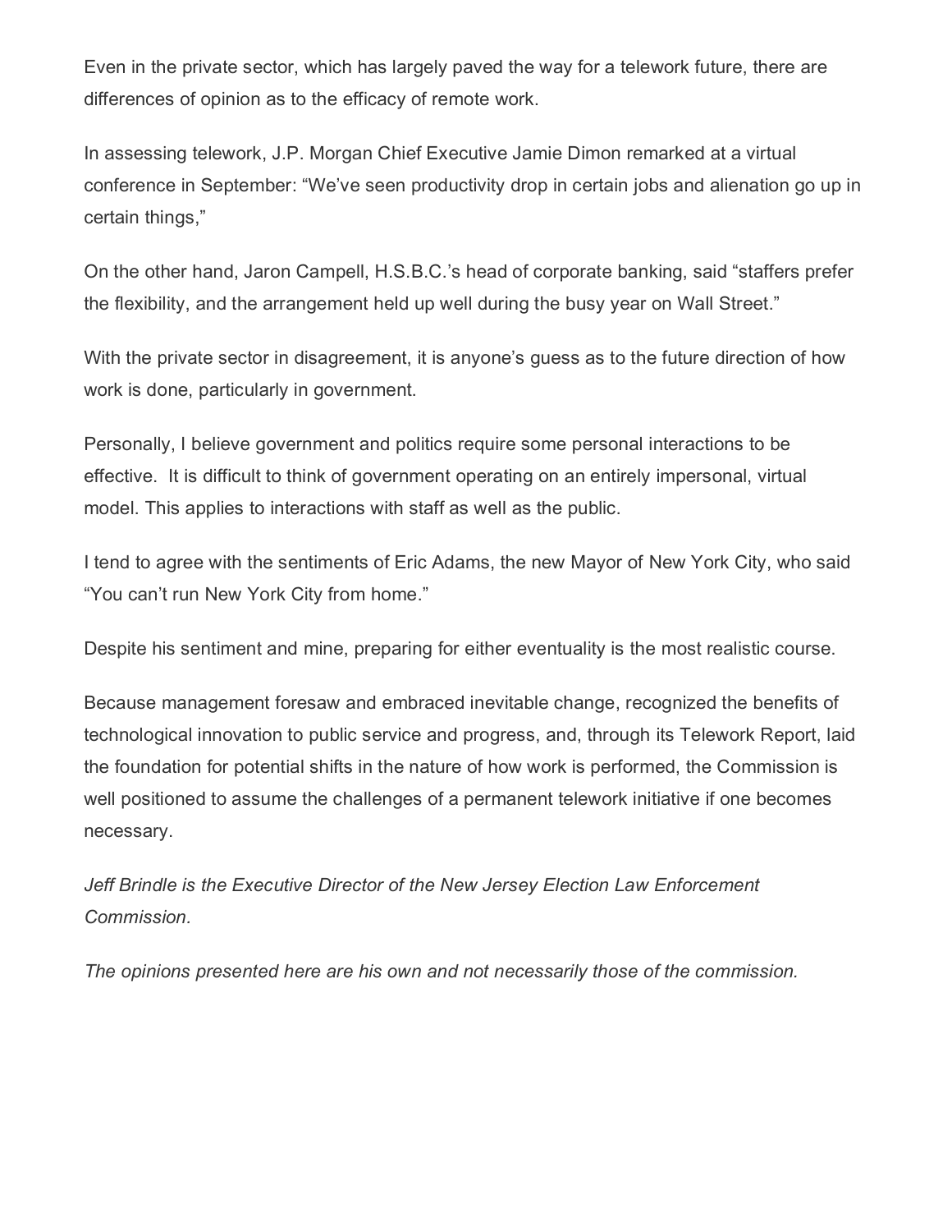Even in the private sector, which has largely paved the way for a telework future, there are differences of opinion as to the efficacy of remote work.

In assessing telework, J.P. Morgan Chief Executive Jamie Dimon remarked at a virtual conference in September: "We've seen productivity drop in certain jobs and alienation go up in certain things,"

On the other hand, Jaron Campell, H.S.B.C.'s head of corporate banking, said "staffers prefer the flexibility, and the arrangement held up well during the busy year on Wall Street."

With the private sector in disagreement, it is anyone's guess as to the future direction of how work is done, particularly in government.

Personally, I believe government and politics require some personal interactions to be effective. It is difficult to think of government operating on an entirely impersonal, virtual model. This applies to interactions with staff as well as the public.

I tend to agree with the sentiments of Eric Adams, the new Mayor of New York City, who said "You can't run New York City from home."

Despite his sentiment and mine, preparing for either eventuality is the most realistic course.

Because management foresaw and embraced inevitable change, recognized the benefits of technological innovation to public service and progress, and, through its Telework Report, laid the foundation for potential shifts in the nature of how work is performed, the Commission is well positioned to assume the challenges of a permanent telework initiative if one becomes necessary.

*Jeff Brindle is the Executive Director of the New Jersey Election Law Enforcement Commission.*

*The opinions presented here are his own and not necessarily those of the commission.*